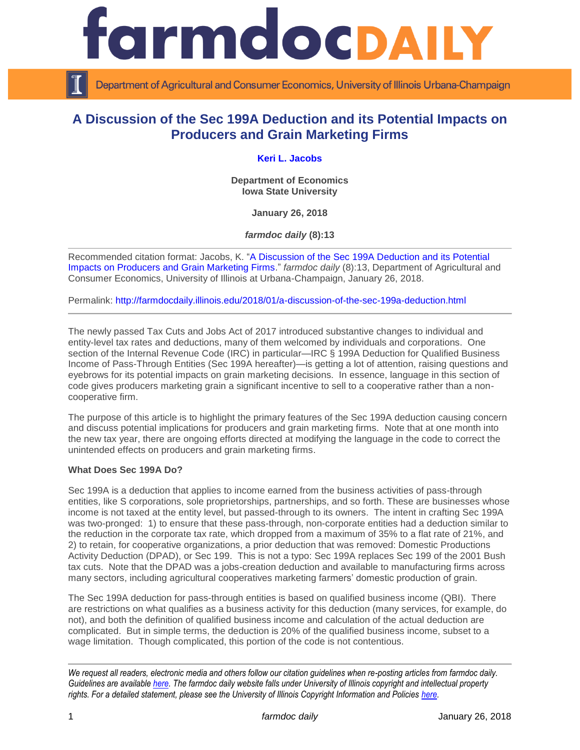# A Discussion of the Sec 199A Deduction and its Potential Impacts on Producers and Grain Marketing Firms

**Keri L. Jacobs**

**Department of Economics**
**Iowa State University**

**January 26, 2018**

***farmdoc daily* (8):13**

Recommended citation format: Jacobs, K. "A Discussion of the Sec 199A Deduction and its Potential Impacts on Producers and Grain Marketing Firms." *farmdoc daily* (8):13, Department of Agricultural and Consumer Economics, University of Illinois at Urbana-Champaign, January 26, 2018.

Permalink: http://farmdocdaily.illinois.edu/2018/01/a-discussion-of-the-sec-199a-deduction.html

---

The newly passed Tax Cuts and Jobs Act of 2017 introduced substantive changes to individual and entity-level tax rates and deductions, many of them welcomed by individuals and corporations. One section of the Internal Revenue Code (IRC) in particular—IRC § 199A Deduction for Qualified Business Income of Pass-Through Entities (Sec 199A hereafter)—is getting a lot of attention, raising questions and eyebrows for its potential impacts on grain marketing decisions. In essence, language in this section of code gives producers marketing grain a significant incentive to sell to a cooperative rather than a non-cooperative firm.

The purpose of this article is to highlight the primary features of the Sec 199A deduction causing concern and discuss potential implications for producers and grain marketing firms. Note that at one month into the new tax year, there are ongoing efforts directed at modifying the language in the code to correct the unintended effects on producers and grain marketing firms.

**What Does Sec 199A Do?**

Sec 199A is a deduction that applies to income earned from the business activities of pass-through entities, like S corporations, sole proprietorships, partnerships, and so forth. These are businesses whose income is not taxed at the entity level, but passed-through to its owners. The intent in crafting Sec 199A was two-pronged: 1) to ensure that these pass-through, non-corporate entities had a deduction similar to the reduction in the corporate tax rate, which dropped from a maximum of 35% to a flat rate of 21%, and 2) to retain, for cooperative organizations, a prior deduction that was removed: Domestic Productions Activity Deduction (DPAD), or Sec 199. This is not a typo: Sec 199A replaces Sec 199 of the 2001 Bush tax cuts. Note that the DPAD was a jobs-creation deduction and available to manufacturing firms across many sectors, including agricultural cooperatives marketing farmers' domestic production of grain.

The Sec 199A deduction for pass-through entities is based on qualified business income (QBI). There are restrictions on what qualifies as a business activity for this deduction (many services, for example, do not), and both the definition of qualified business income and calculation of the actual deduction are complicated. But in simple terms, the deduction is 20% of the qualified business income, subset to a wage limitation. Though complicated, this portion of the code is not contentious.

---

*We request all readers, electronic media and others follow our citation guidelines when re-posting articles from farmdoc daily. Guidelines are available here. The farmdoc daily website falls under University of Illinois copyright and intellectual property rights. For a detailed statement, please see the University of Illinois Copyright Information and Policies here.*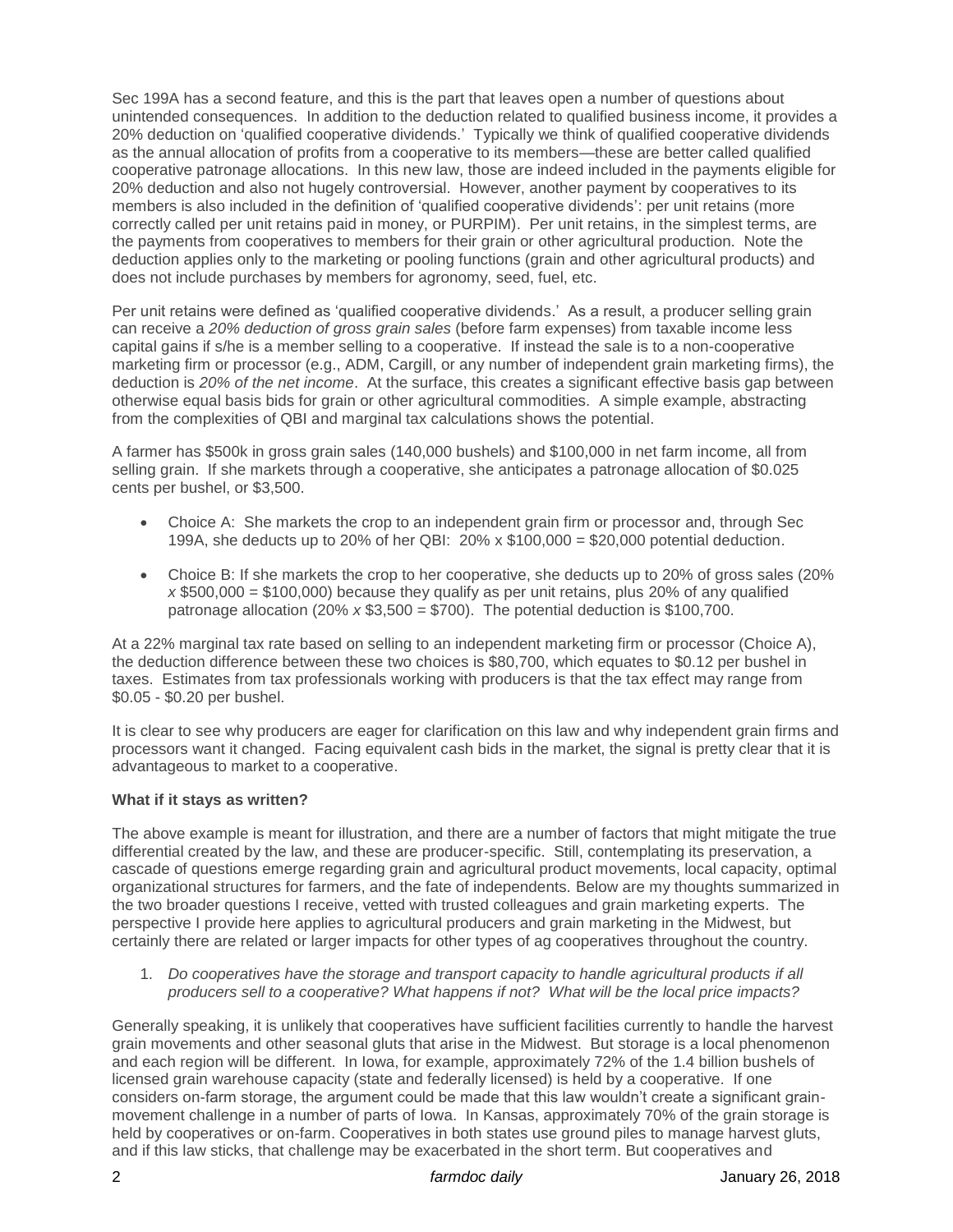Sec 199A has a second feature, and this is the part that leaves open a number of questions about unintended consequences. In addition to the deduction related to qualified business income, it provides a 20% deduction on 'qualified cooperative dividends.' Typically we think of qualified cooperative dividends as the annual allocation of profits from a cooperative to its members—these are better called qualified cooperative patronage allocations. In this new law, those are indeed included in the payments eligible for 20% deduction and also not hugely controversial. However, another payment by cooperatives to its members is also included in the definition of 'qualified cooperative dividends': per unit retains (more correctly called per unit retains paid in money, or PURPIM). Per unit retains, in the simplest terms, are the payments from cooperatives to members for their grain or other agricultural production. Note the deduction applies only to the marketing or pooling functions (grain and other agricultural products) and does not include purchases by members for agronomy, seed, fuel, etc.

Per unit retains were defined as 'qualified cooperative dividends.' As a result, a producer selling grain can receive a *20% deduction of gross grain sales* (before farm expenses) from taxable income less capital gains if s/he is a member selling to a cooperative. If instead the sale is to a non-cooperative marketing firm or processor (e.g., ADM, Cargill, or any number of independent grain marketing firms), the deduction is *20% of the net income*. At the surface, this creates a significant effective basis gap between otherwise equal basis bids for grain or other agricultural commodities. A simple example, abstracting from the complexities of QBI and marginal tax calculations shows the potential.

A farmer has $500k in gross grain sales (140,000 bushels) and $100,000 in net farm income, all from selling grain. If she markets through a cooperative, she anticipates a patronage allocation of $0.025 cents per bushel, or $3,500.

- Choice A: She markets the crop to an independent grain firm or processor and, through Sec 199A, she deducts up to 20% of her QBI: 20% x $100,000 = $20,000 potential deduction.
- Choice B: If she markets the crop to her cooperative, she deducts up to 20% of gross sales (20% *x* $500,000 = $100,000) because they qualify as per unit retains, plus 20% of any qualified patronage allocation (20% *x* $3,500 = $700). The potential deduction is $100,700.

At a 22% marginal tax rate based on selling to an independent marketing firm or processor (Choice A), the deduction difference between these two choices is $80,700, which equates to $0.12 per bushel in taxes. Estimates from tax professionals working with producers is that the tax effect may range from $0.05 - $0.20 per bushel.

It is clear to see why producers are eager for clarification on this law and why independent grain firms and processors want it changed. Facing equivalent cash bids in the market, the signal is pretty clear that it is advantageous to market to a cooperative.

**What if it stays as written?**

The above example is meant for illustration, and there are a number of factors that might mitigate the true differential created by the law, and these are producer-specific. Still, contemplating its preservation, a cascade of questions emerge regarding grain and agricultural product movements, local capacity, optimal organizational structures for farmers, and the fate of independents. Below are my thoughts summarized in the two broader questions I receive, vetted with trusted colleagues and grain marketing experts. The perspective I provide here applies to agricultural producers and grain marketing in the Midwest, but certainly there are related or larger impacts for other types of ag cooperatives throughout the country.

1. *Do cooperatives have the storage and transport capacity to handle agricultural products if all producers sell to a cooperative? What happens if not? What will be the local price impacts?*

Generally speaking, it is unlikely that cooperatives have sufficient facilities currently to handle the harvest grain movements and other seasonal gluts that arise in the Midwest. But storage is a local phenomenon and each region will be different. In Iowa, for example, approximately 72% of the 1.4 billion bushels of licensed grain warehouse capacity (state and federally licensed) is held by a cooperative. If one considers on-farm storage, the argument could be made that this law wouldn't create a significant grain-movement challenge in a number of parts of Iowa. In Kansas, approximately 70% of the grain storage is held by cooperatives or on-farm. Cooperatives in both states use ground piles to manage harvest gluts, and if this law sticks, that challenge may be exacerbated in the short term. But cooperatives and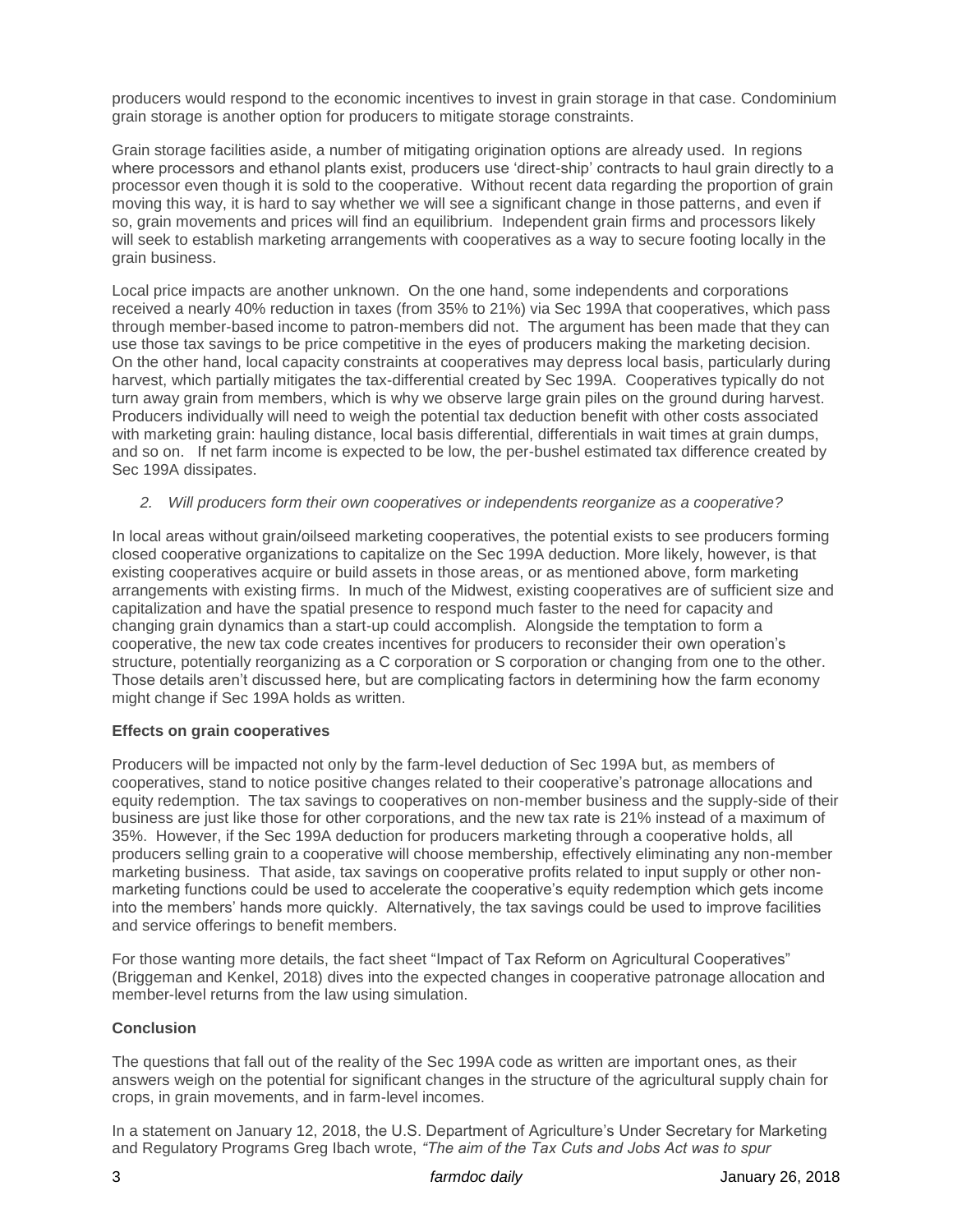producers would respond to the economic incentives to invest in grain storage in that case. Condominium grain storage is another option for producers to mitigate storage constraints.

Grain storage facilities aside, a number of mitigating origination options are already used. In regions where processors and ethanol plants exist, producers use 'direct-ship' contracts to haul grain directly to a processor even though it is sold to the cooperative. Without recent data regarding the proportion of grain moving this way, it is hard to say whether we will see a significant change in those patterns, and even if so, grain movements and prices will find an equilibrium. Independent grain firms and processors likely will seek to establish marketing arrangements with cooperatives as a way to secure footing locally in the grain business.

Local price impacts are another unknown. On the one hand, some independents and corporations received a nearly 40% reduction in taxes (from 35% to 21%) via Sec 199A that cooperatives, which pass through member-based income to patron-members did not. The argument has been made that they can use those tax savings to be price competitive in the eyes of producers making the marketing decision. On the other hand, local capacity constraints at cooperatives may depress local basis, particularly during harvest, which partially mitigates the tax-differential created by Sec 199A. Cooperatives typically do not turn away grain from members, which is why we observe large grain piles on the ground during harvest. Producers individually will need to weigh the potential tax deduction benefit with other costs associated with marketing grain: hauling distance, local basis differential, differentials in wait times at grain dumps, and so on. If net farm income is expected to be low, the per-bushel estimated tax difference created by Sec 199A dissipates.

*2. Will producers form their own cooperatives or independents reorganize as a cooperative?*

In local areas without grain/oilseed marketing cooperatives, the potential exists to see producers forming closed cooperative organizations to capitalize on the Sec 199A deduction. More likely, however, is that existing cooperatives acquire or build assets in those areas, or as mentioned above, form marketing arrangements with existing firms. In much of the Midwest, existing cooperatives are of sufficient size and capitalization and have the spatial presence to respond much faster to the need for capacity and changing grain dynamics than a start-up could accomplish. Alongside the temptation to form a cooperative, the new tax code creates incentives for producers to reconsider their own operation's structure, potentially reorganizing as a C corporation or S corporation or changing from one to the other. Those details aren't discussed here, but are complicating factors in determining how the farm economy might change if Sec 199A holds as written.

**Effects on grain cooperatives**

Producers will be impacted not only by the farm-level deduction of Sec 199A but, as members of cooperatives, stand to notice positive changes related to their cooperative's patronage allocations and equity redemption. The tax savings to cooperatives on non-member business and the supply-side of their business are just like those for other corporations, and the new tax rate is 21% instead of a maximum of 35%. However, if the Sec 199A deduction for producers marketing through a cooperative holds, all producers selling grain to a cooperative will choose membership, effectively eliminating any non-member marketing business. That aside, tax savings on cooperative profits related to input supply or other non-marketing functions could be used to accelerate the cooperative's equity redemption which gets income into the members' hands more quickly. Alternatively, the tax savings could be used to improve facilities and service offerings to benefit members.

For those wanting more details, the fact sheet "Impact of Tax Reform on Agricultural Cooperatives" (Briggeman and Kenkel, 2018) dives into the expected changes in cooperative patronage allocation and member-level returns from the law using simulation.

**Conclusion**

The questions that fall out of the reality of the Sec 199A code as written are important ones, as their answers weigh on the potential for significant changes in the structure of the agricultural supply chain for crops, in grain movements, and in farm-level incomes.

In a statement on January 12, 2018, the U.S. Department of Agriculture's Under Secretary for Marketing and Regulatory Programs Greg Ibach wrote, *"The aim of the Tax Cuts and Jobs Act was to spur*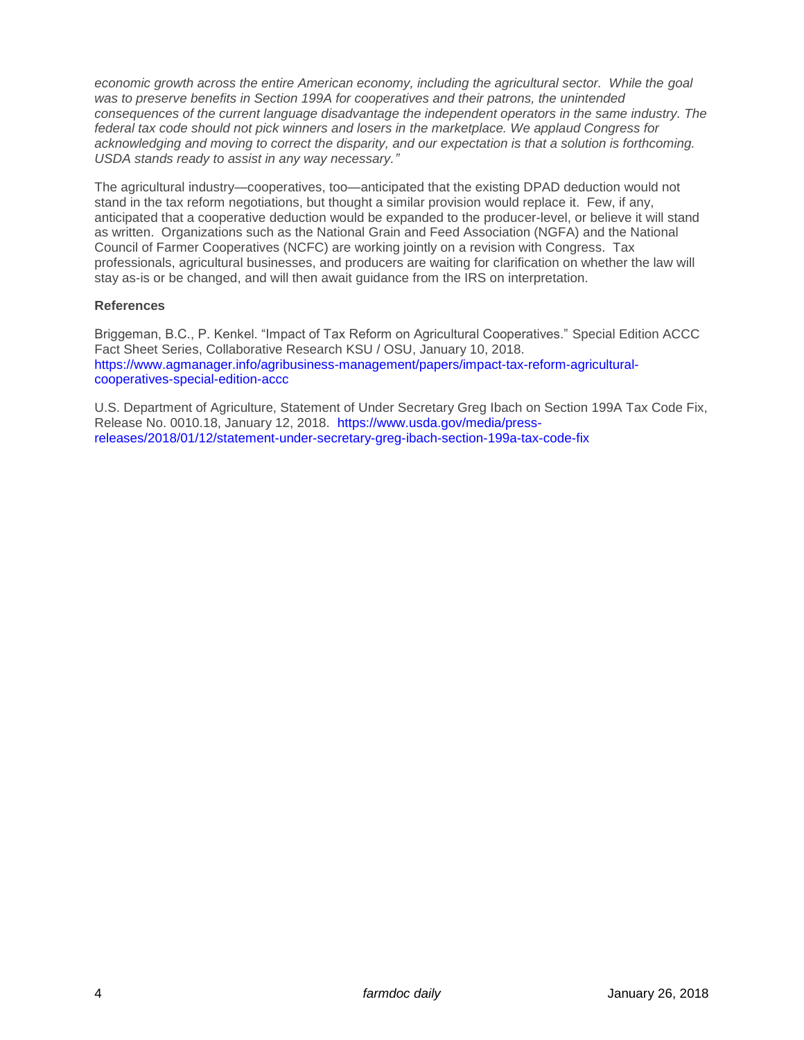*economic growth across the entire American economy, including the agricultural sector. While the goal was to preserve benefits in Section 199A for cooperatives and their patrons, the unintended consequences of the current language disadvantage the independent operators in the same industry. The federal tax code should not pick winners and losers in the marketplace. We applaud Congress for acknowledging and moving to correct the disparity, and our expectation is that a solution is forthcoming. USDA stands ready to assist in any way necessary."*

The agricultural industry—cooperatives, too—anticipated that the existing DPAD deduction would not stand in the tax reform negotiations, but thought a similar provision would replace it. Few, if any, anticipated that a cooperative deduction would be expanded to the producer-level, or believe it will stand as written. Organizations such as the National Grain and Feed Association (NGFA) and the National Council of Farmer Cooperatives (NCFC) are working jointly on a revision with Congress. Tax professionals, agricultural businesses, and producers are waiting for clarification on whether the law will stay as-is or be changed, and will then await guidance from the IRS on interpretation.

**References**

Briggeman, B.C., P. Kenkel. "Impact of Tax Reform on Agricultural Cooperatives." Special Edition ACCC Fact Sheet Series, Collaborative Research KSU / OSU, January 10, 2018. https://www.agmanager.info/agribusiness-management/papers/impact-tax-reform-agricultural-cooperatives-special-edition-accc

U.S. Department of Agriculture, Statement of Under Secretary Greg Ibach on Section 199A Tax Code Fix, Release No. 0010.18, January 12, 2018. https://www.usda.gov/media/press-releases/2018/01/12/statement-under-secretary-greg-ibach-section-199a-tax-code-fix